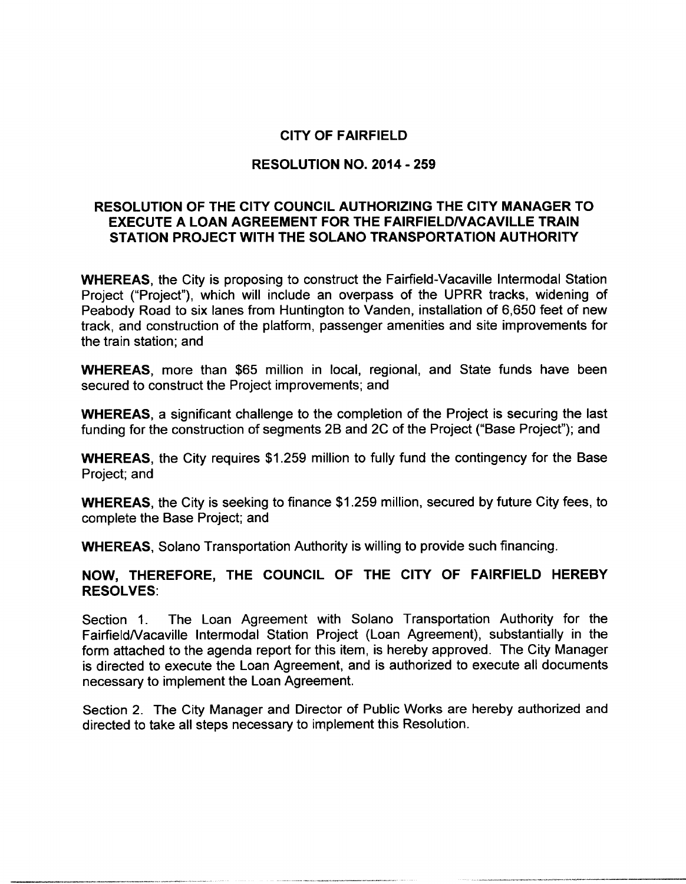# CITY OF FAIRFIELD

## RESOLUTION NO. 2014 - 259

## RESOLUTION OF THE CITY COUNCIL AUTHORIZING THE CITY MANAGER TO EXECUTE A LOAN AGREEMENT FOR THE FAIRFIELD/VACAVILLE TRAIN STATION PROJECT WITH THE SOLANO TRANSPORTATION AUTHORITY

**WHEREAS**, the City is proposing to construct the Fairfield-Vacaville Intermodal Station Project ("Project"), which will include an overpass of the UPRR tracks, widening of Peabody Road to six lanes from Huntington to Vanden, installation of 6,650 feet of new track, and construction of the platform, passenger amenities and site improvements for the train station; and

**WHEREAS**, more than $65 million in local, regional, and State funds have been secured to construct the Project improvements; and

**WHEREAS**, a significant challenge to the completion of the Project is securing the last funding for the construction of segments 2B and 2C of the Project ("Base Project"); and

**WHEREAS**, the City requires $1.259 million to fully fund the contingency for the Base Project; and

**WHEREAS**, the City is seeking to finance $1.259 million, secured by future City fees, to complete the Base Project; and

**WHEREAS**, Solano Transportation Authority is willing to provide such financing.

**NOW, THEREFORE, THE COUNCIL OF THE CITY OF FAIRFIELD HEREBY RESOLVES:**

Section 1. The Loan Agreement with Solano Transportation Authority for the Fairfield/Vacaville Intermodal Station Project (Loan Agreement), substantially in the form attached to the agenda report for this item, is hereby approved. The City Manager is directed to execute the Loan Agreement, and is authorized to execute all documents necessary to implement the Loan Agreement.

Section 2. The City Manager and Director of Public Works are hereby authorized and directed to take all steps necessary to implement this Resolution.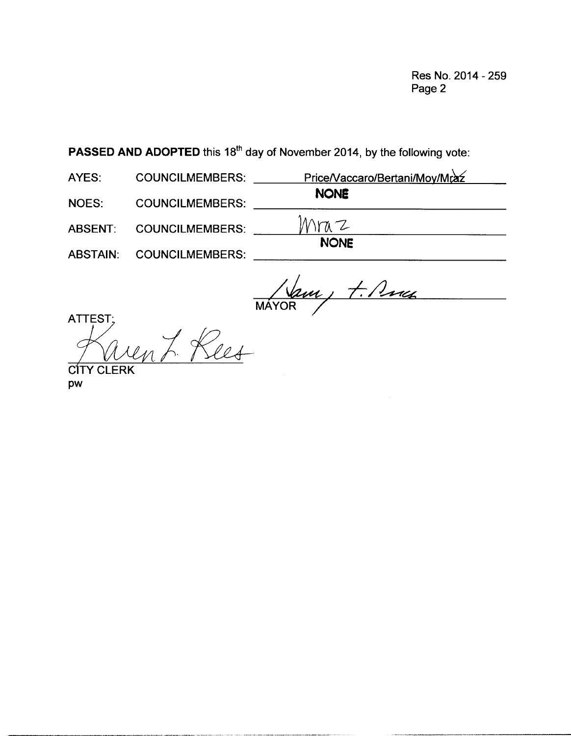Res No. 2014 - 259

**PASSED AND ADOPTED** this 18th day of November 2014, by the following vote:

AYES: COUNCILMEMBERS: Price/Vaccaro/Bertani/Moy/~~Mraz~~

NOES: COUNCILMEMBERS: NONE

ABSENT: COUNCILMEMBERS: Mraz

ABSTAIN: COUNCILMEMBERS: NONE

MAYOR

ATTEST:

Karen L. Rees

CITY CLERK

pw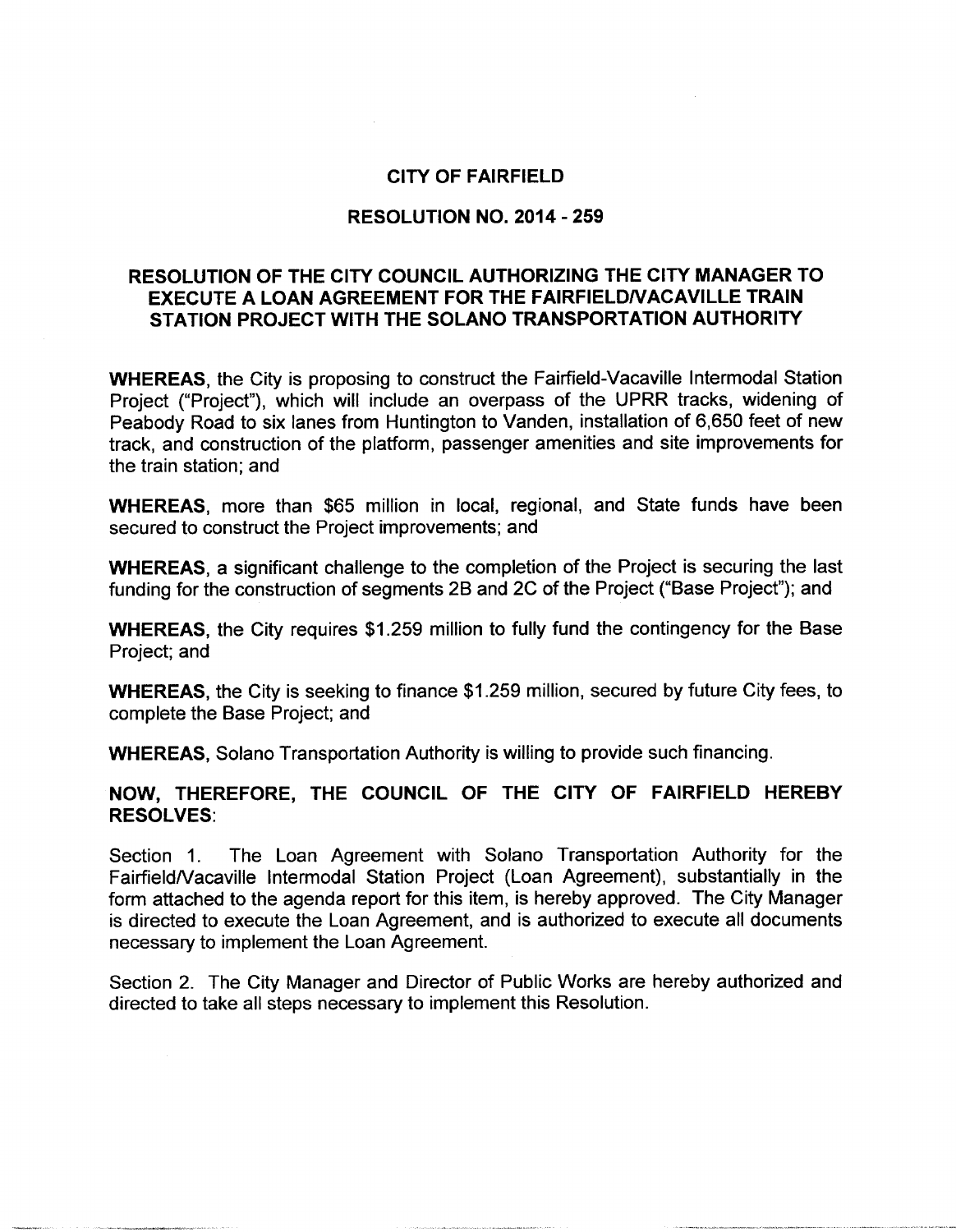# CITY OF FAIRFIELD

## RESOLUTION NO. 2014 - 259

## RESOLUTION OF THE CITY COUNCIL AUTHORIZING THE CITY MANAGER TO EXECUTE A LOAN AGREEMENT FOR THE FAIRFIELD/VACAVILLE TRAIN STATION PROJECT WITH THE SOLANO TRANSPORTATION AUTHORITY

**WHEREAS**, the City is proposing to construct the Fairfield-Vacaville Intermodal Station Project ("Project"), which will include an overpass of the UPRR tracks, widening of Peabody Road to six lanes from Huntington to Vanden, installation of 6,650 feet of new track, and construction of the platform, passenger amenities and site improvements for the train station; and

**WHEREAS**, more than $65 million in local, regional, and State funds have been secured to construct the Project improvements; and

**WHEREAS**, a significant challenge to the completion of the Project is securing the last funding for the construction of segments 2B and 2C of the Project ("Base Project"); and

**WHEREAS**, the City requires $1.259 million to fully fund the contingency for the Base Project; and

**WHEREAS**, the City is seeking to finance $1.259 million, secured by future City fees, to complete the Base Project; and

**WHEREAS**, Solano Transportation Authority is willing to provide such financing.

**NOW, THEREFORE, THE COUNCIL OF THE CITY OF FAIRFIELD HEREBY RESOLVES**:

Section 1. The Loan Agreement with Solano Transportation Authority for the Fairfield/Vacaville Intermodal Station Project (Loan Agreement), substantially in the form attached to the agenda report for this item, is hereby approved. The City Manager is directed to execute the Loan Agreement, and is authorized to execute all documents necessary to implement the Loan Agreement.

Section 2. The City Manager and Director of Public Works are hereby authorized and directed to take all steps necessary to implement this Resolution.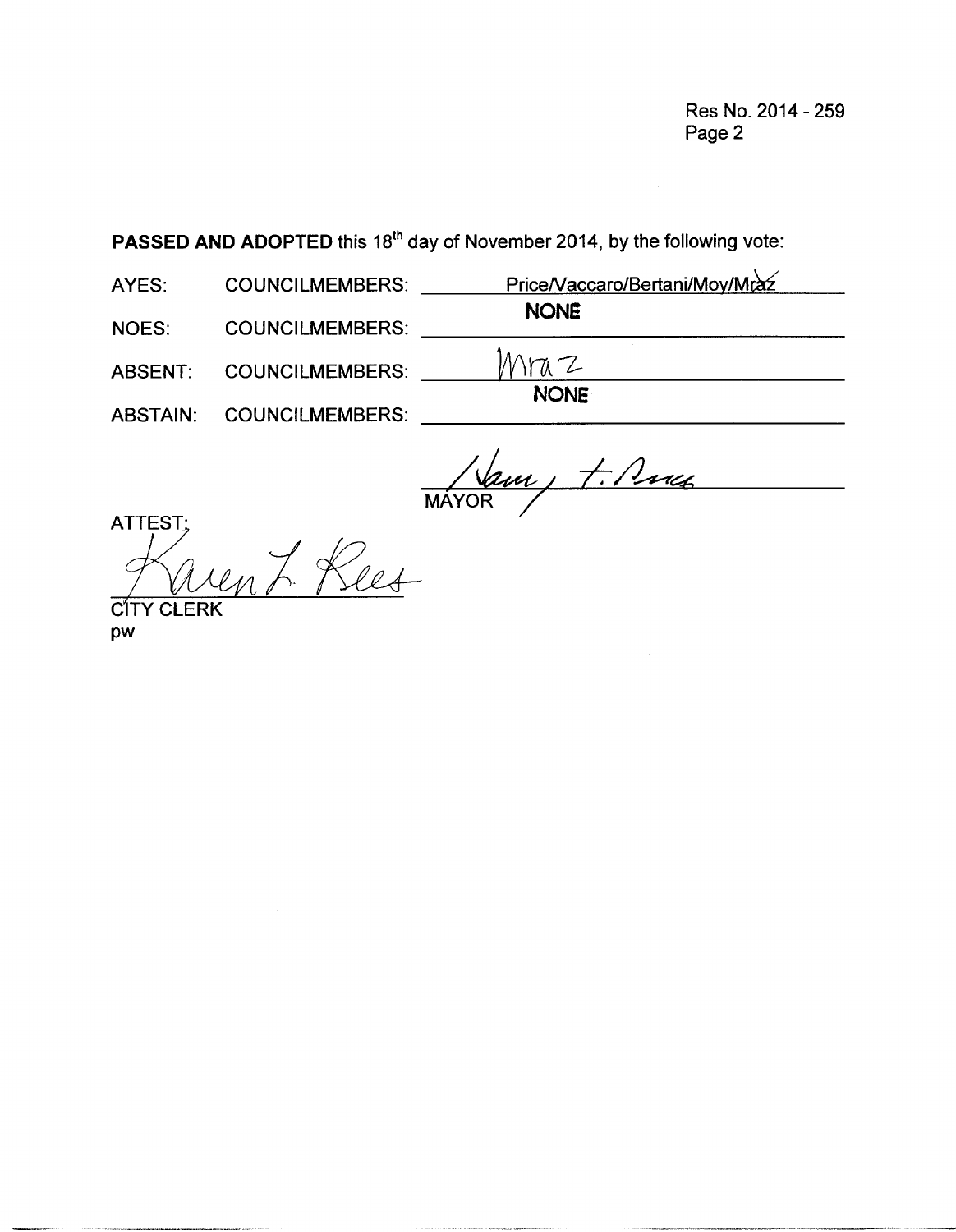Res No. 2014 - 259
Page 2

**PASSED AND ADOPTED** this 18th day of November 2014, by the following vote:

AYES: COUNCILMEMBERS: Price/Vaccaro/Bertani/Moy/~~Mraz~~

NOES: COUNCILMEMBERS: **NONE**

ABSENT: COUNCILMEMBERS: Mraz

ABSTAIN: COUNCILMEMBERS: **NONE**

MAYOR

ATTEST:

CITY CLERK

pw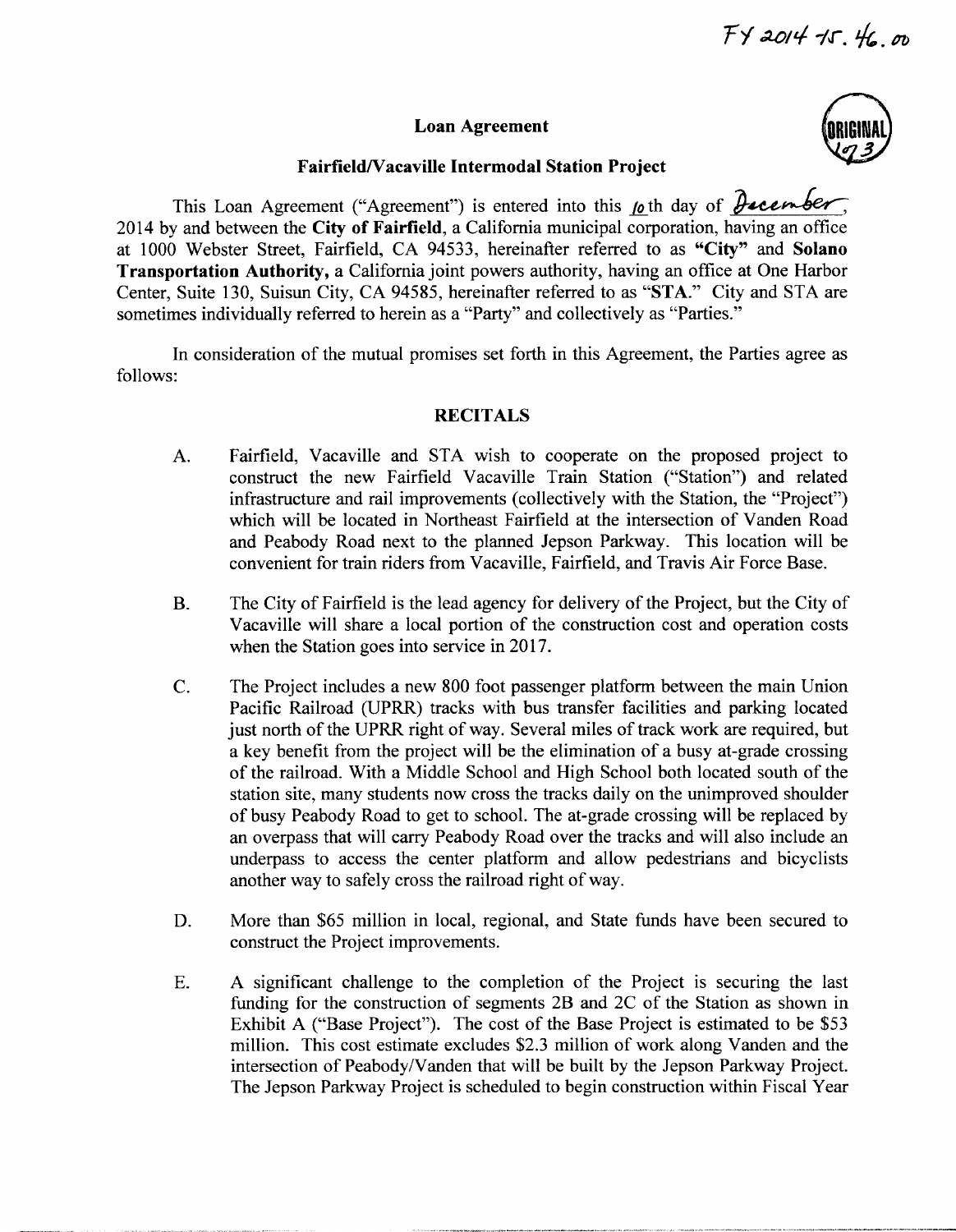FY 2014-15. 46.00

# Loan Agreement

ORIGINAL 1 of 3

## Fairfield/Vacaville Intermodal Station Project

This Loan Agreement ("Agreement") is entered into this 10th day of December, 2014 by and between the **City of Fairfield**, a California municipal corporation, having an office at 1000 Webster Street, Fairfield, CA 94533, hereinafter referred to as **"City"** and **Solano Transportation Authority,** a California joint powers authority, having an office at One Harbor Center, Suite 130, Suisun City, CA 94585, hereinafter referred to as "**STA**." City and STA are sometimes individually referred to herein as a "Party" and collectively as "Parties."

In consideration of the mutual promises set forth in this Agreement, the Parties agree as follows:

### RECITALS

A. Fairfield, Vacaville and STA wish to cooperate on the proposed project to construct the new Fairfield Vacaville Train Station ("Station") and related infrastructure and rail improvements (collectively with the Station, the "Project") which will be located in Northeast Fairfield at the intersection of Vanden Road and Peabody Road next to the planned Jepson Parkway. This location will be convenient for train riders from Vacaville, Fairfield, and Travis Air Force Base.

B. The City of Fairfield is the lead agency for delivery of the Project, but the City of Vacaville will share a local portion of the construction cost and operation costs when the Station goes into service in 2017.

C. The Project includes a new 800 foot passenger platform between the main Union Pacific Railroad (UPRR) tracks with bus transfer facilities and parking located just north of the UPRR right of way. Several miles of track work are required, but a key benefit from the project will be the elimination of a busy at-grade crossing of the railroad. With a Middle School and High School both located south of the station site, many students now cross the tracks daily on the unimproved shoulder of busy Peabody Road to get to school. The at-grade crossing will be replaced by an overpass that will carry Peabody Road over the tracks and will also include an underpass to access the center platform and allow pedestrians and bicyclists another way to safely cross the railroad right of way.

D. More than $65 million in local, regional, and State funds have been secured to construct the Project improvements.

E. A significant challenge to the completion of the Project is securing the last funding for the construction of segments 2B and 2C of the Station as shown in Exhibit A ("Base Project"). The cost of the Base Project is estimated to be $53 million. This cost estimate excludes $2.3 million of work along Vanden and the intersection of Peabody/Vanden that will be built by the Jepson Parkway Project. The Jepson Parkway Project is scheduled to begin construction within Fiscal Year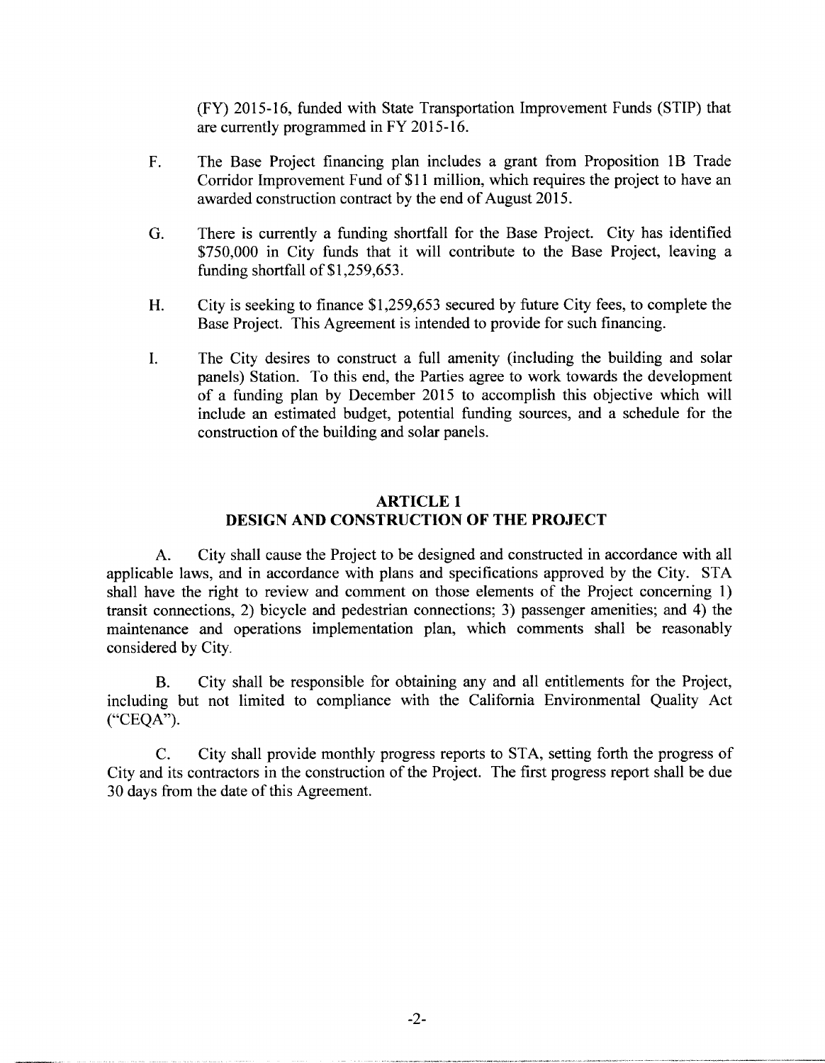(FY) 2015-16, funded with State Transportation Improvement Funds (STIP) that are currently programmed in FY 2015-16.

F. The Base Project financing plan includes a grant from Proposition 1B Trade Corridor Improvement Fund of $11 million, which requires the project to have an awarded construction contract by the end of August 2015.

G. There is currently a funding shortfall for the Base Project. City has identified $750,000 in City funds that it will contribute to the Base Project, leaving a funding shortfall of $1,259,653.

H. City is seeking to finance $1,259,653 secured by future City fees, to complete the Base Project. This Agreement is intended to provide for such financing.

I. The City desires to construct a full amenity (including the building and solar panels) Station. To this end, the Parties agree to work towards the development of a funding plan by December 2015 to accomplish this objective which will include an estimated budget, potential funding sources, and a schedule for the construction of the building and solar panels.

## ARTICLE 1
## DESIGN AND CONSTRUCTION OF THE PROJECT

A. City shall cause the Project to be designed and constructed in accordance with all applicable laws, and in accordance with plans and specifications approved by the City. STA shall have the right to review and comment on those elements of the Project concerning 1) transit connections, 2) bicycle and pedestrian connections; 3) passenger amenities; and 4) the maintenance and operations implementation plan, which comments shall be reasonably considered by City.

B. City shall be responsible for obtaining any and all entitlements for the Project, including but not limited to compliance with the California Environmental Quality Act ("CEQA").

C. City shall provide monthly progress reports to STA, setting forth the progress of City and its contractors in the construction of the Project. The first progress report shall be due 30 days from the date of this Agreement.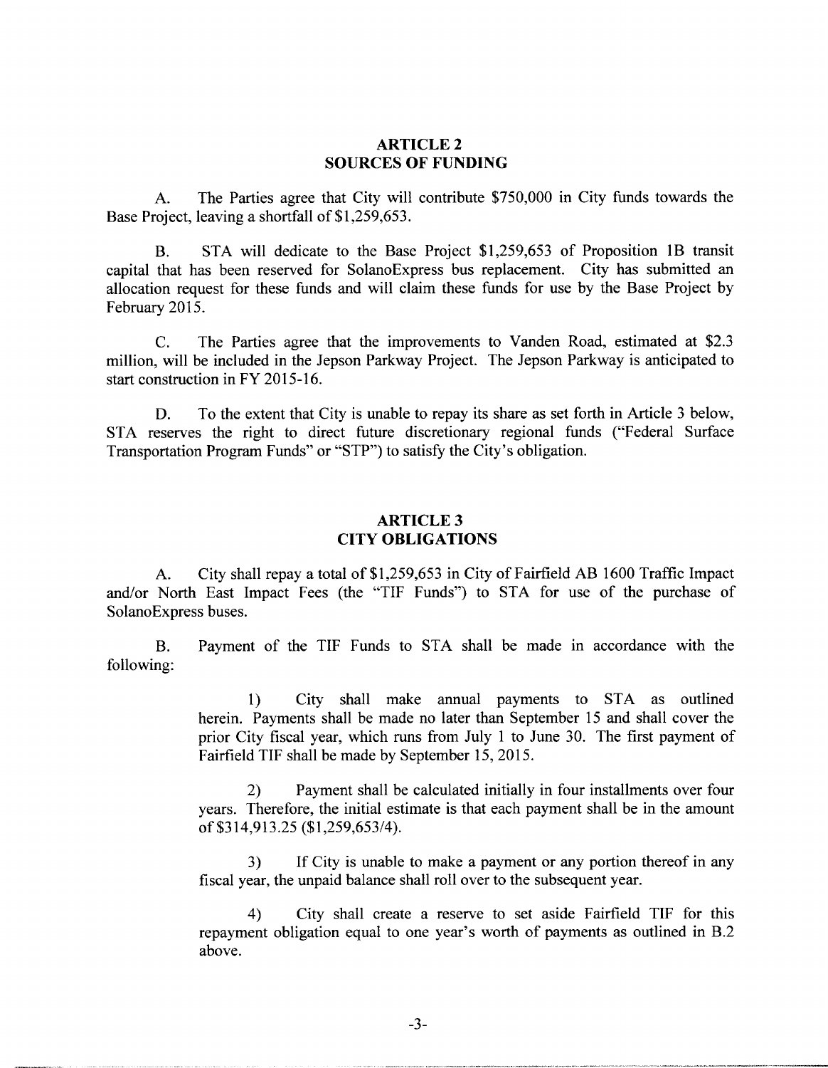## ARTICLE 2
## SOURCES OF FUNDING

A. The Parties agree that City will contribute $750,000 in City funds towards the Base Project, leaving a shortfall of $1,259,653.

B. STA will dedicate to the Base Project $1,259,653 of Proposition 1B transit capital that has been reserved for SolanoExpress bus replacement. City has submitted an allocation request for these funds and will claim these funds for use by the Base Project by February 2015.

C. The Parties agree that the improvements to Vanden Road, estimated at $2.3 million, will be included in the Jepson Parkway Project. The Jepson Parkway is anticipated to start construction in FY 2015-16.

D. To the extent that City is unable to repay its share as set forth in Article 3 below, STA reserves the right to direct future discretionary regional funds ("Federal Surface Transportation Program Funds" or "STP") to satisfy the City's obligation.

## ARTICLE 3
## CITY OBLIGATIONS

A. City shall repay a total of $1,259,653 in City of Fairfield AB 1600 Traffic Impact and/or North East Impact Fees (the "TIF Funds") to STA for use of the purchase of SolanoExpress buses.

B. Payment of the TIF Funds to STA shall be made in accordance with the following:

1) City shall make annual payments to STA as outlined herein. Payments shall be made no later than September 15 and shall cover the prior City fiscal year, which runs from July 1 to June 30. The first payment of Fairfield TIF shall be made by September 15, 2015.

2) Payment shall be calculated initially in four installments over four years. Therefore, the initial estimate is that each payment shall be in the amount of $314,913.25 ($1,259,653/4).

3) If City is unable to make a payment or any portion thereof in any fiscal year, the unpaid balance shall roll over to the subsequent year.

4) City shall create a reserve to set aside Fairfield TIF for this repayment obligation equal to one year's worth of payments as outlined in B.2 above.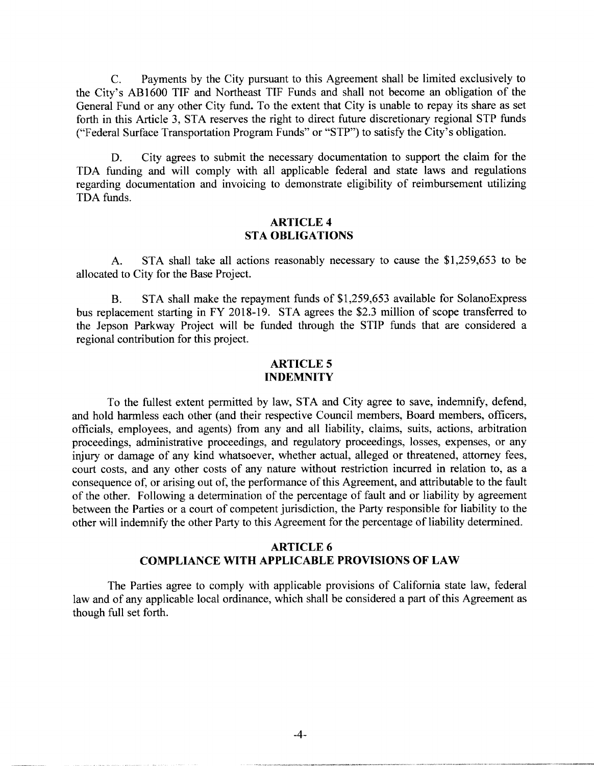C. Payments by the City pursuant to this Agreement shall be limited exclusively to the City's AB1600 TIF and Northeast TIF Funds and shall not become an obligation of the General Fund or any other City fund. To the extent that City is unable to repay its share as set forth in this Article 3, STA reserves the right to direct future discretionary regional STP funds ("Federal Surface Transportation Program Funds" or "STP") to satisfy the City's obligation.

D. City agrees to submit the necessary documentation to support the claim for the TDA funding and will comply with all applicable federal and state laws and regulations regarding documentation and invoicing to demonstrate eligibility of reimbursement utilizing TDA funds.

## ARTICLE 4
## STA OBLIGATIONS

A. STA shall take all actions reasonably necessary to cause the $1,259,653 to be allocated to City for the Base Project.

B. STA shall make the repayment funds of $1,259,653 available for SolanoExpress bus replacement starting in FY 2018-19. STA agrees the $2.3 million of scope transferred to the Jepson Parkway Project will be funded through the STIP funds that are considered a regional contribution for this project.

## ARTICLE 5
## INDEMNITY

To the fullest extent permitted by law, STA and City agree to save, indemnify, defend, and hold harmless each other (and their respective Council members, Board members, officers, officials, employees, and agents) from any and all liability, claims, suits, actions, arbitration proceedings, administrative proceedings, and regulatory proceedings, losses, expenses, or any injury or damage of any kind whatsoever, whether actual, alleged or threatened, attorney fees, court costs, and any other costs of any nature without restriction incurred in relation to, as a consequence of, or arising out of, the performance of this Agreement, and attributable to the fault of the other. Following a determination of the percentage of fault and or liability by agreement between the Parties or a court of competent jurisdiction, the Party responsible for liability to the other will indemnify the other Party to this Agreement for the percentage of liability determined.

## ARTICLE 6
## COMPLIANCE WITH APPLICABLE PROVISIONS OF LAW

The Parties agree to comply with applicable provisions of California state law, federal law and of any applicable local ordinance, which shall be considered a part of this Agreement as though full set forth.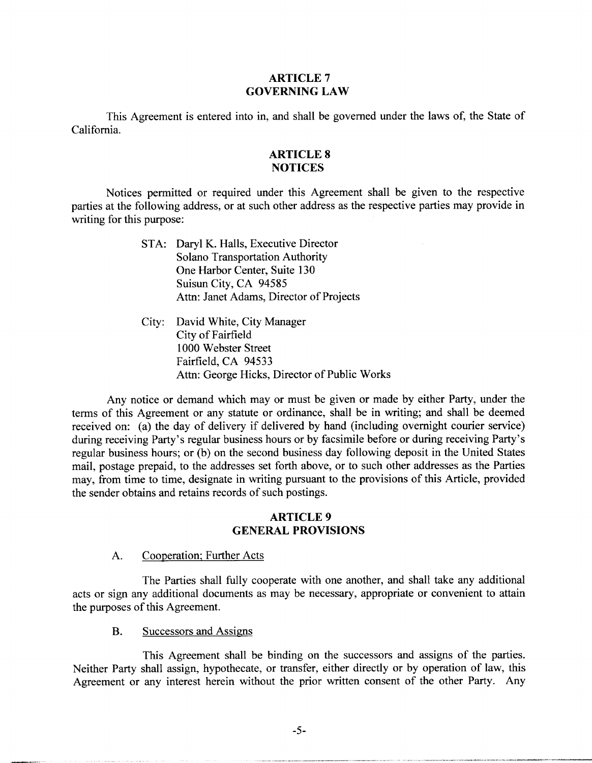## ARTICLE 7
## GOVERNING LAW

This Agreement is entered into in, and shall be governed under the laws of, the State of California.

## ARTICLE 8
## NOTICES

Notices permitted or required under this Agreement shall be given to the respective parties at the following address, or at such other address as the respective parties may provide in writing for this purpose:

STA: Daryl K. Halls, Executive Director
Solano Transportation Authority
One Harbor Center, Suite 130
Suisun City, CA 94585
Attn: Janet Adams, Director of Projects

City: David White, City Manager
City of Fairfield
1000 Webster Street
Fairfield, CA 94533
Attn: George Hicks, Director of Public Works

Any notice or demand which may or must be given or made by either Party, under the terms of this Agreement or any statute or ordinance, shall be in writing; and shall be deemed received on: (a) the day of delivery if delivered by hand (including overnight courier service) during receiving Party's regular business hours or by facsimile before or during receiving Party's regular business hours; or (b) on the second business day following deposit in the United States mail, postage prepaid, to the addresses set forth above, or to such other addresses as the Parties may, from time to time, designate in writing pursuant to the provisions of this Article, provided the sender obtains and retains records of such postings.

## ARTICLE 9
## GENERAL PROVISIONS

A. Cooperation; Further Acts

The Parties shall fully cooperate with one another, and shall take any additional acts or sign any additional documents as may be necessary, appropriate or convenient to attain the purposes of this Agreement.

B. Successors and Assigns

This Agreement shall be binding on the successors and assigns of the parties. Neither Party shall assign, hypothecate, or transfer, either directly or by operation of law, this Agreement or any interest herein without the prior written consent of the other Party. Any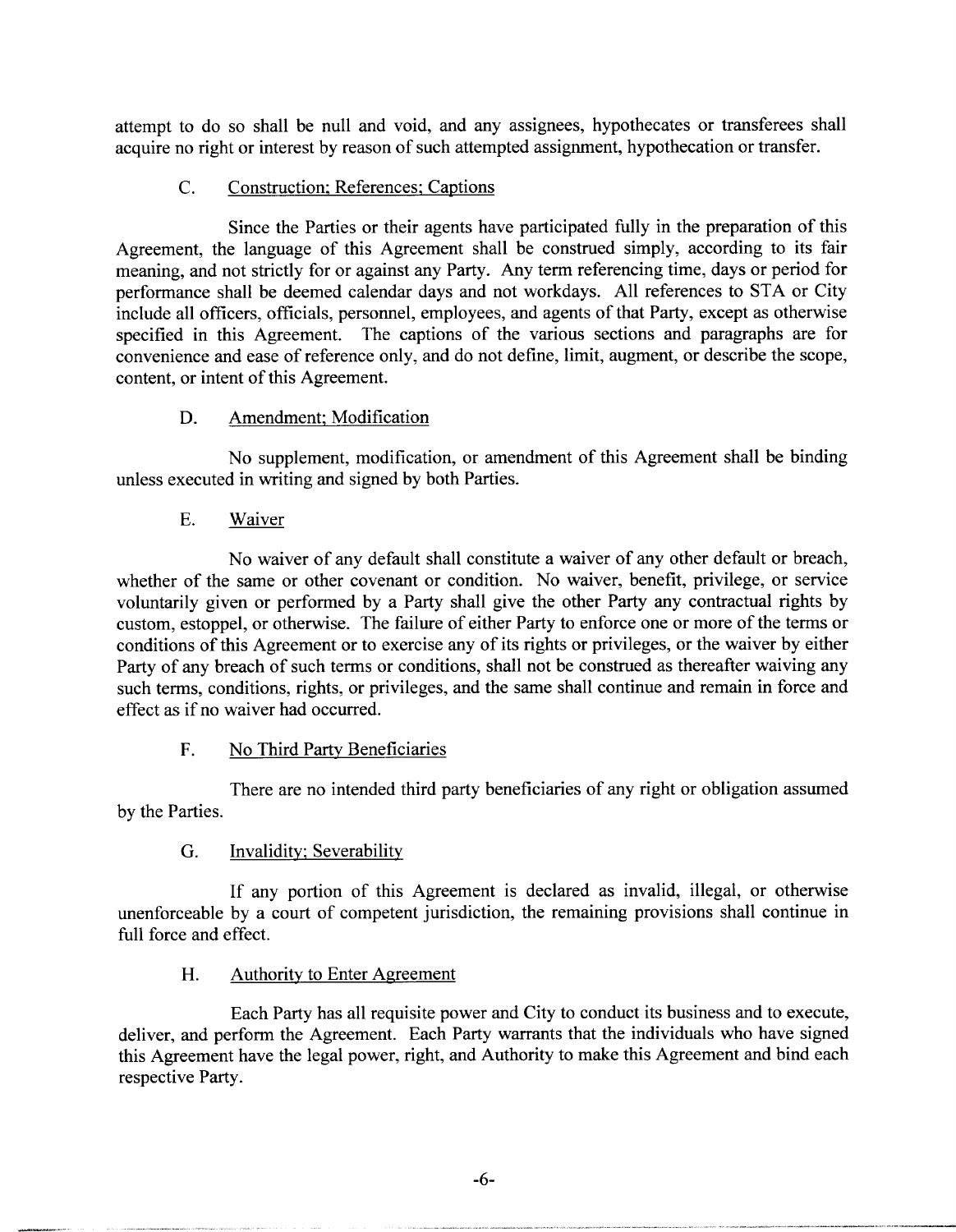attempt to do so shall be null and void, and any assignees, hypothecates or transferees shall acquire no right or interest by reason of such attempted assignment, hypothecation or transfer.

### C. Construction; References; Captions

Since the Parties or their agents have participated fully in the preparation of this Agreement, the language of this Agreement shall be construed simply, according to its fair meaning, and not strictly for or against any Party. Any term referencing time, days or period for performance shall be deemed calendar days and not workdays. All references to STA or City include all officers, officials, personnel, employees, and agents of that Party, except as otherwise specified in this Agreement. The captions of the various sections and paragraphs are for convenience and ease of reference only, and do not define, limit, augment, or describe the scope, content, or intent of this Agreement.

### D. Amendment; Modification

No supplement, modification, or amendment of this Agreement shall be binding unless executed in writing and signed by both Parties.

### E. Waiver

No waiver of any default shall constitute a waiver of any other default or breach, whether of the same or other covenant or condition. No waiver, benefit, privilege, or service voluntarily given or performed by a Party shall give the other Party any contractual rights by custom, estoppel, or otherwise. The failure of either Party to enforce one or more of the terms or conditions of this Agreement or to exercise any of its rights or privileges, or the waiver by either Party of any breach of such terms or conditions, shall not be construed as thereafter waiving any such terms, conditions, rights, or privileges, and the same shall continue and remain in force and effect as if no waiver had occurred.

### F. No Third Party Beneficiaries

There are no intended third party beneficiaries of any right or obligation assumed by the Parties.

### G. Invalidity; Severability

If any portion of this Agreement is declared as invalid, illegal, or otherwise unenforceable by a court of competent jurisdiction, the remaining provisions shall continue in full force and effect.

### H. Authority to Enter Agreement

Each Party has all requisite power and City to conduct its business and to execute, deliver, and perform the Agreement. Each Party warrants that the individuals who have signed this Agreement have the legal power, right, and Authority to make this Agreement and bind each respective Party.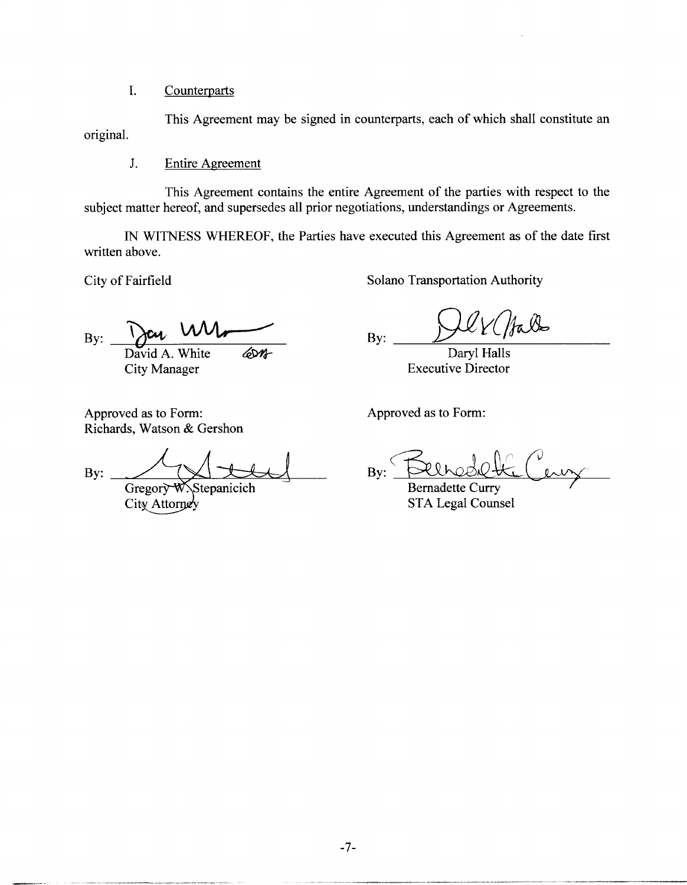I. Counterparts

This Agreement may be signed in counterparts, each of which shall constitute an original.

J. Entire Agreement

This Agreement contains the entire Agreement of the parties with respect to the subject matter hereof, and supersedes all prior negotiations, understandings or Agreements.

IN WITNESS WHEREOF, the Parties have executed this Agreement as of the date first written above.

City of Fairfield

By: ______________________
David A. White
City Manager

Approved as to Form:
Richards, Watson & Gershon

By: ______________________
Gregory W. Stepanicich
City Attorney

Solano Transportation Authority

By: ______________________
Daryl Halls
Executive Director

Approved as to Form:

By: ______________________
Bernadette Curry
STA Legal Counsel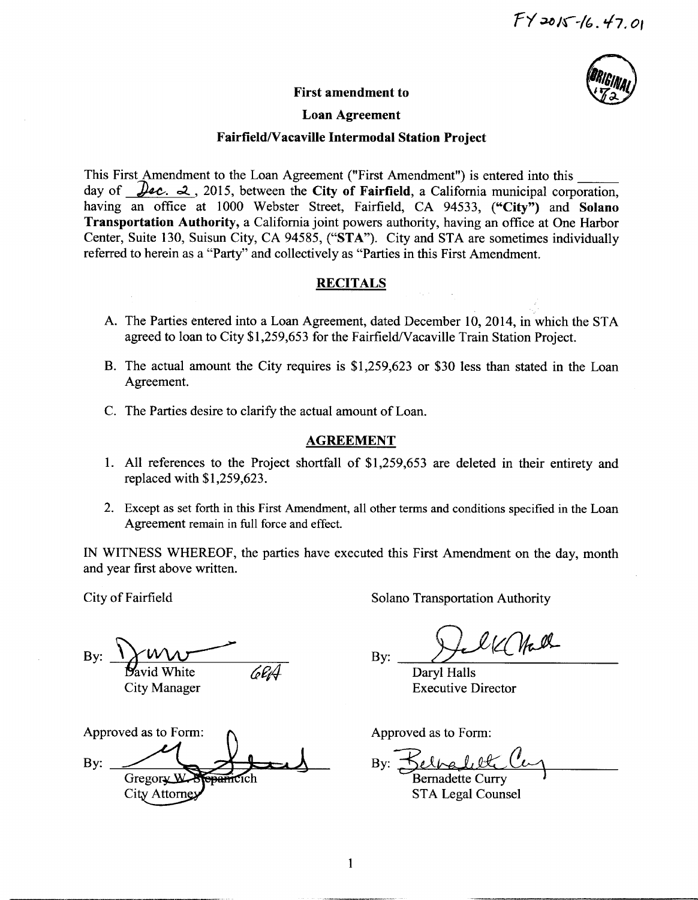FY 2015-16.47.01

**First amendment to**

**Loan Agreement**

**Fairfield/Vacaville Intermodal Station Project**

This First Amendment to the Loan Agreement ("First Amendment") is entered into this ______ day of Dec. 2, 2015, between the **City of Fairfield**, a California municipal corporation, having an office at 1000 Webster Street, Fairfield, CA 94533, (**"City"**) and **Solano Transportation Authority**, a California joint powers authority, having an office at One Harbor Center, Suite 130, Suisun City, CA 94585, ("**STA**"). City and STA are sometimes individually referred to herein as a "Party" and collectively as "Parties in this First Amendment.

## RECITALS

A. The Parties entered into a Loan Agreement, dated December 10, 2014, in which the STA agreed to loan to City $1,259,653 for the Fairfield/Vacaville Train Station Project.

B. The actual amount the City requires is $1,259,623 or $30 less than stated in the Loan Agreement.

C. The Parties desire to clarify the actual amount of Loan.

## AGREEMENT

1. All references to the Project shortfall of $1,259,653 are deleted in their entirety and replaced with $1,259,623.

2. Except as set forth in this First Amendment, all other terms and conditions specified in the Loan Agreement remain in full force and effect.

IN WITNESS WHEREOF, the parties have executed this First Amendment on the day, month and year first above written.

City of Fairfield

By: ______________________
David White
City Manager

Approved as to Form:

By: ______________________
Gregory W. Stepanicich
City Attorney

Solano Transportation Authority

By: ______________________
Daryl Halls
Executive Director

Approved as to Form:

By: ______________________
Bernadette Curry
STA Legal Counsel